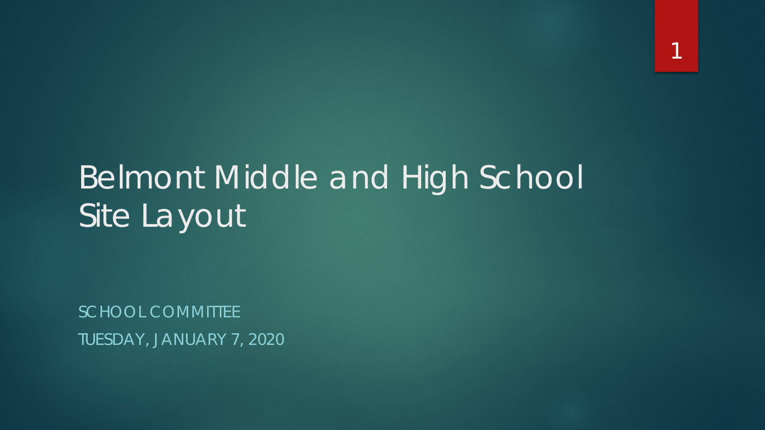# Belmont Middle and High School Site Layout

SCHOOL COMMITTEE

TUESDAY, JANUARY 7, 2020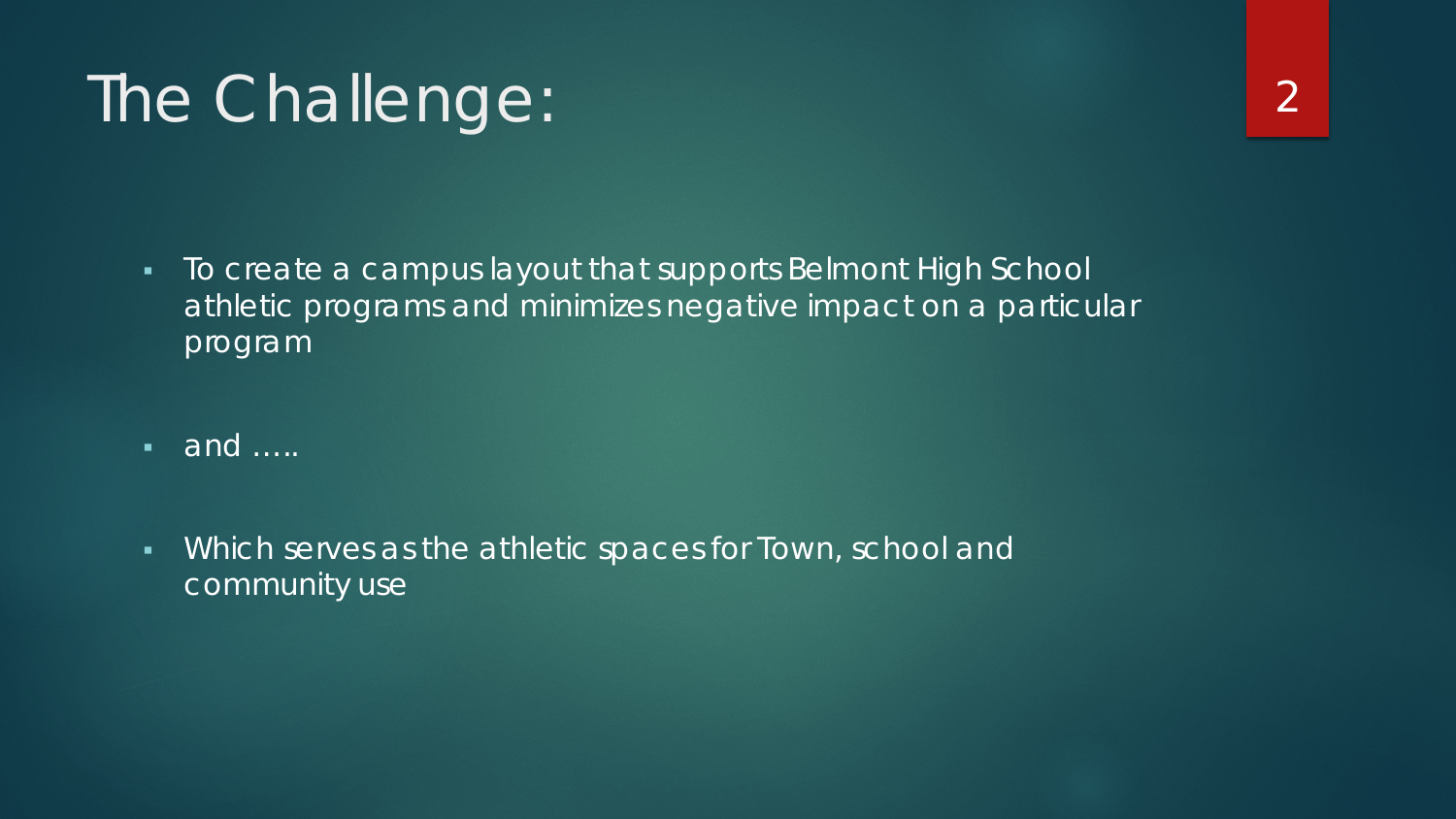# The Challenge:

- To create a campus layout that supports Belmont High School athletic programs and minimizes negative impact on a particular program
- and …..
- Which serves as the athletic spaces for Town, school and community use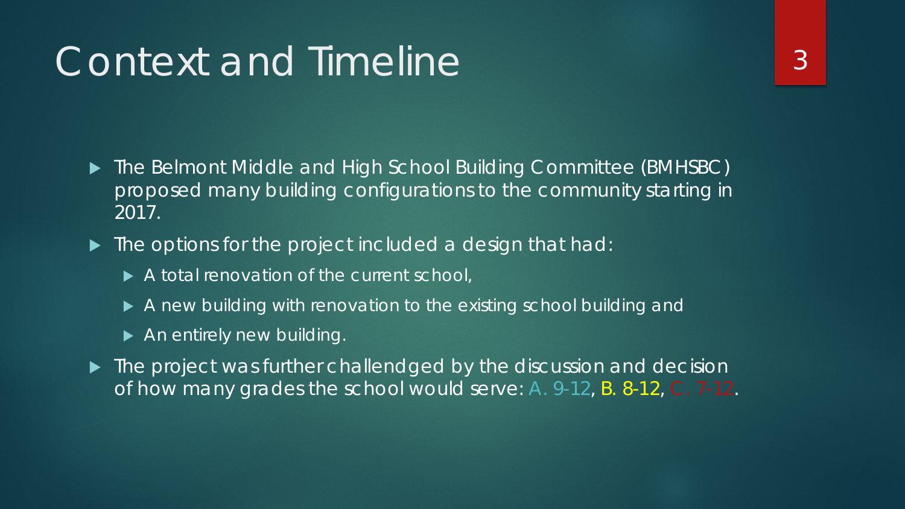# Context and Timeline

- The Belmont Middle and High School Building Committee (BMHSBC) proposed many building configurations to the community starting in 2017.
- The options for the project included a design that had:
  - A total renovation of the current school,
  - A new building with renovation to the existing school building and
  - An entirely new building.
- The project was further challendged by the discussion and decision of how many grades the school would serve: A. 9-12, B. 8-12, C. 7-12.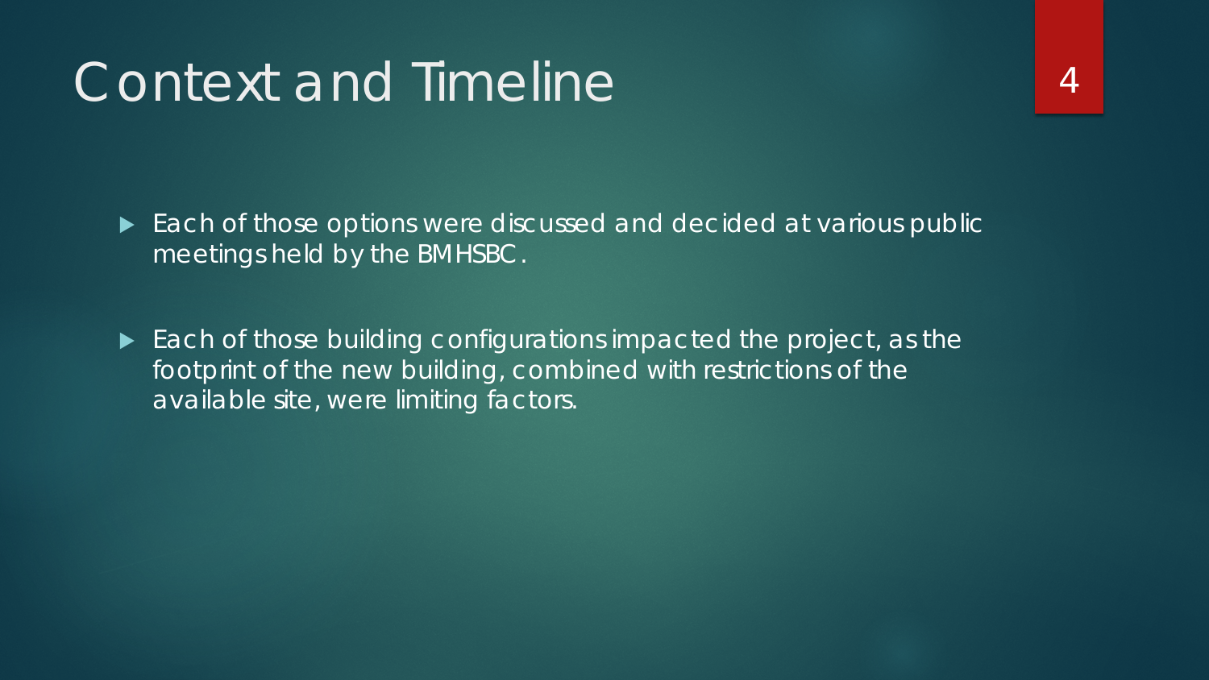# Context and Timeline

- Each of those options were discussed and decided at various public meetings held by the BMHSBC.

- Each of those building configurations impacted the project, as the footprint of the new building, combined with restrictions of the available site, were limiting factors.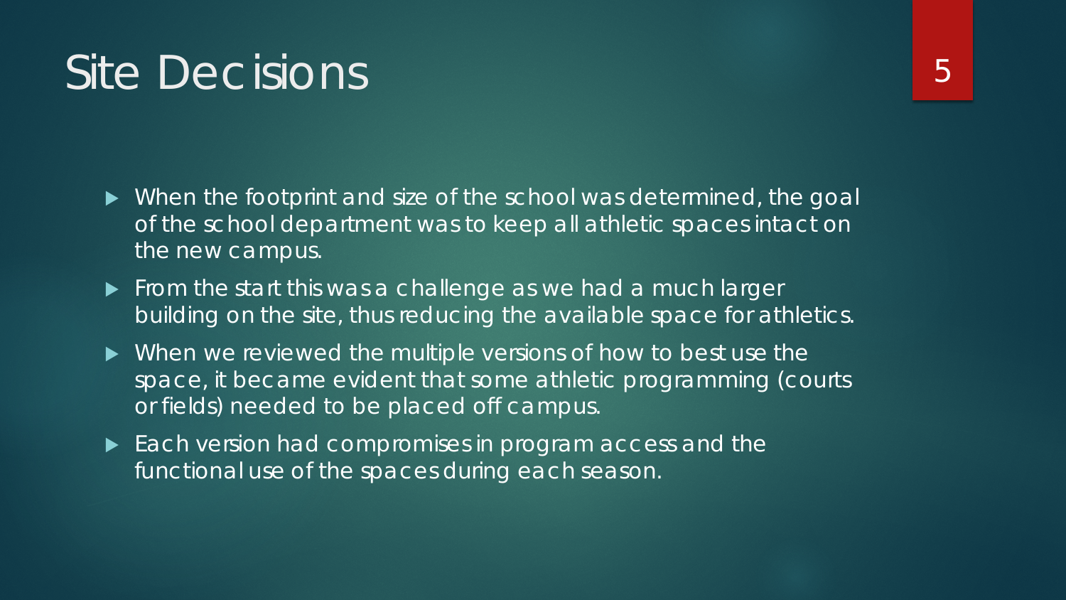# Site Decisions

- When the footprint and size of the school was determined, the goal of the school department was to keep all athletic spaces intact on the new campus.
- From the start this was a challenge as we had a much larger building on the site, thus reducing the available space for athletics.
- When we reviewed the multiple versions of how to best use the space, it became evident that some athletic programming (courts or fields) needed to be placed off campus.
- Each version had compromises in program access and the functional use of the spaces during each season.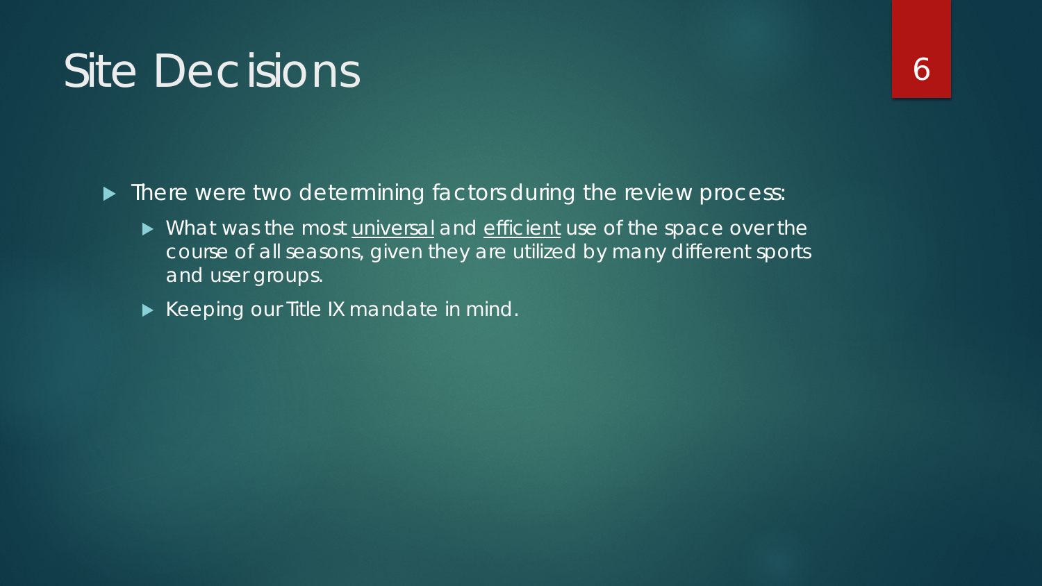# Site Decisions

- There were two determining factors during the review process:
  - What was the most <u>universal</u> and <u>efficient</u> use of the space over the course of all seasons, given they are utilized by many different sports and user groups.
  - Keeping our Title IX mandate in mind.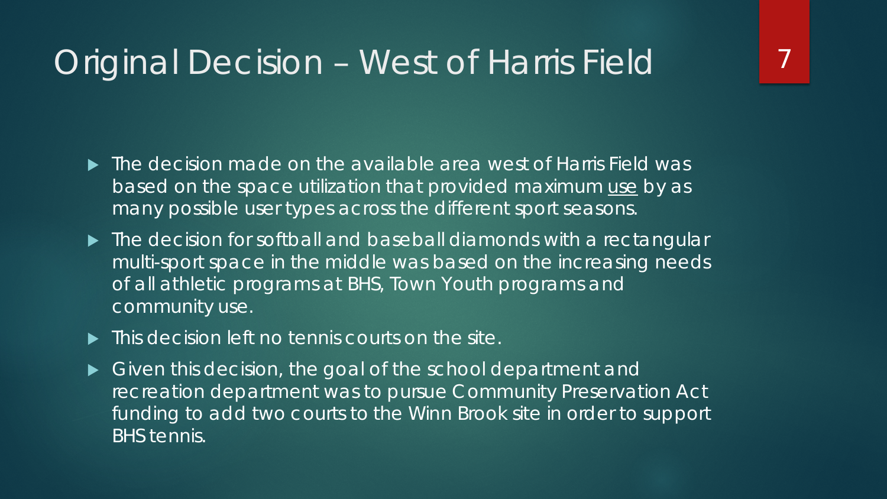# Original Decision – West of Harris Field

- The decision made on the available area west of Harris Field was based on the space utilization that provided maximum use by as many possible user types across the different sport seasons.
- The decision for softball and baseball diamonds with a rectangular multi-sport space in the middle was based on the increasing needs of all athletic programs at BHS, Town Youth programs and community use.
- This decision left no tennis courts on the site.
- Given this decision, the goal of the school department and recreation department was to pursue Community Preservation Act funding to add two courts to the Winn Brook site in order to support BHS tennis.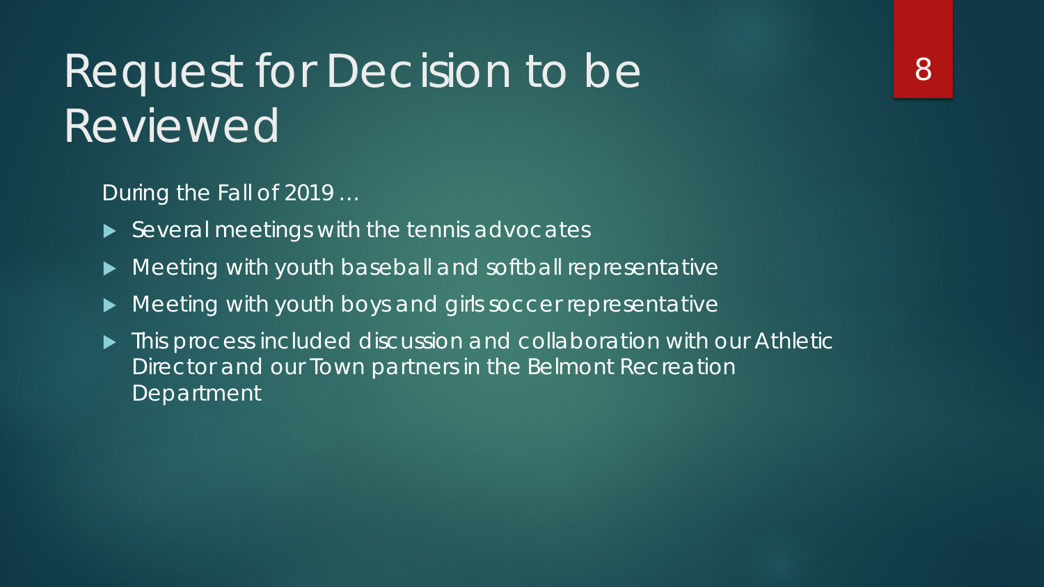# Request for Decision to be Reviewed

During the Fall of 2019 …

- Several meetings with the tennis advocates
- Meeting with youth baseball and softball representative
- Meeting with youth boys and girls soccer representative
- This process included discussion and collaboration with our Athletic Director and our Town partners in the Belmont Recreation Department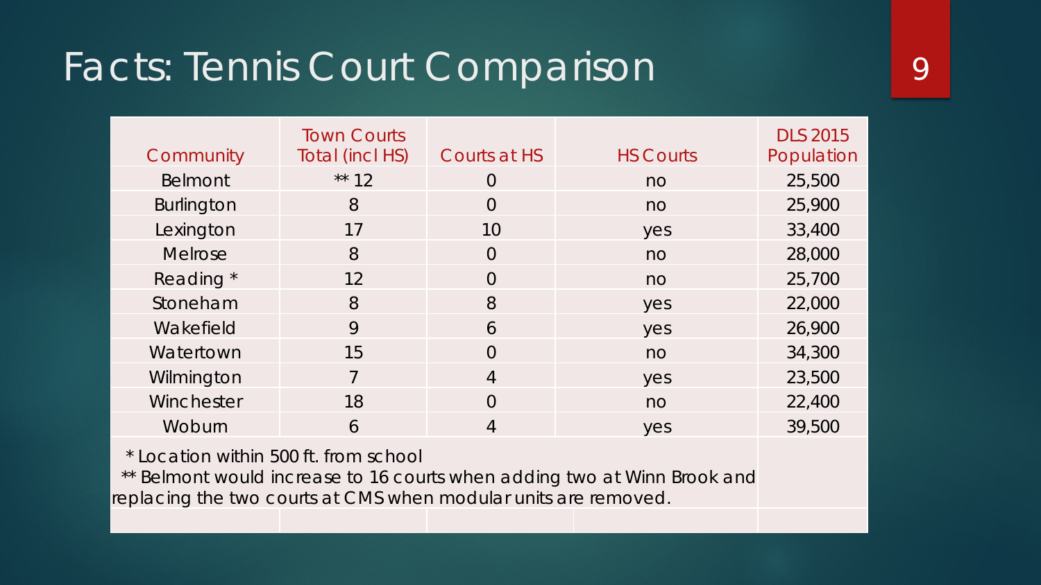# Facts: Tennis Court Comparison

| Community | Town Courts Total (incl HS) | Courts at HS | HS Courts | DLS 2015 Population |
|---|---|---|---|---|
| Belmont | ** 12 | 0 | no | 25,500 |
| Burlington | 8 | 0 | no | 25,900 |
| Lexington | 17 | 10 | yes | 33,400 |
| Melrose | 8 | 0 | no | 28,000 |
| Reading * | 12 | 0 | no | 25,700 |
| Stoneham | 8 | 8 | yes | 22,000 |
| Wakefield | 9 | 6 | yes | 26,900 |
| Watertown | 15 | 0 | no | 34,300 |
| Wilmington | 7 | 4 | yes | 23,500 |
| Winchester | 18 | 0 | no | 22,400 |
| Woburn | 6 | 4 | yes | 39,500 |

* Location within 500 ft. from school

** Belmont would increase to 16 courts when adding two at Winn Brook and replacing the two courts at CMS when modular units are removed.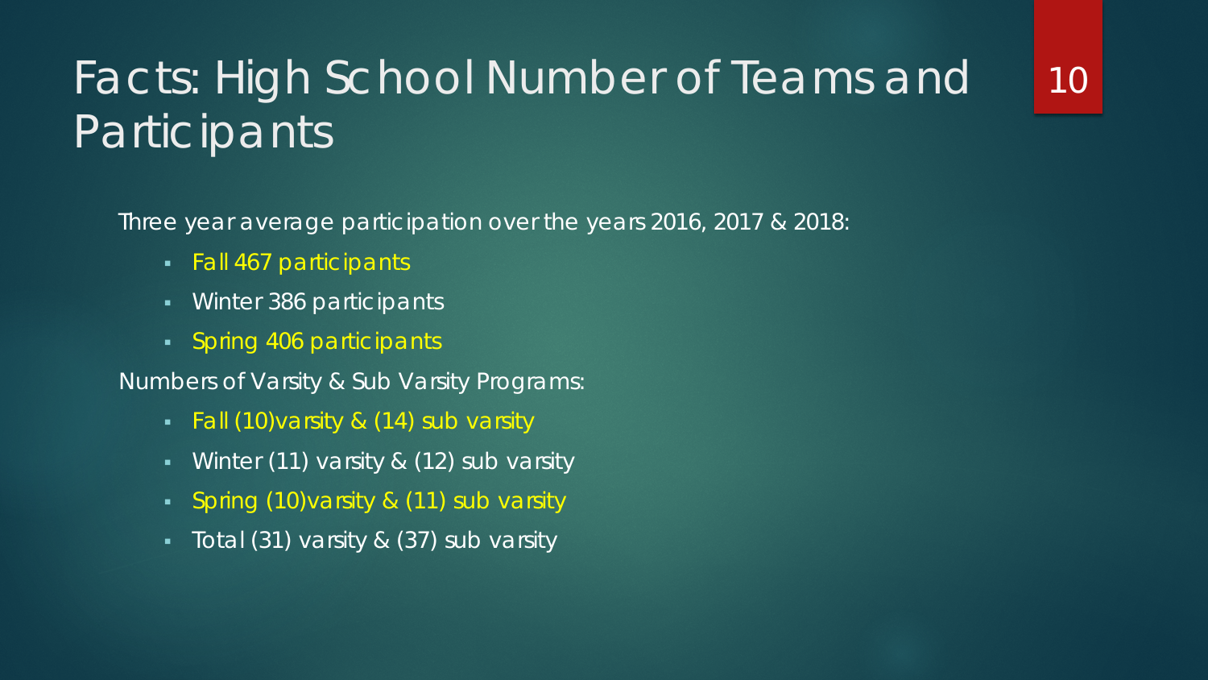# Facts: High School Number of Teams and Participants

Three year average participation over the years 2016, 2017 & 2018:

- Fall 467 participants
- Winter 386 participants
- Spring 406 participants

Numbers of Varsity & Sub Varsity Programs:

- Fall (10)varsity & (14) sub varsity
- Winter (11) varsity & (12) sub varsity
- Spring (10)varsity & (11) sub varsity
- Total (31) varsity & (37) sub varsity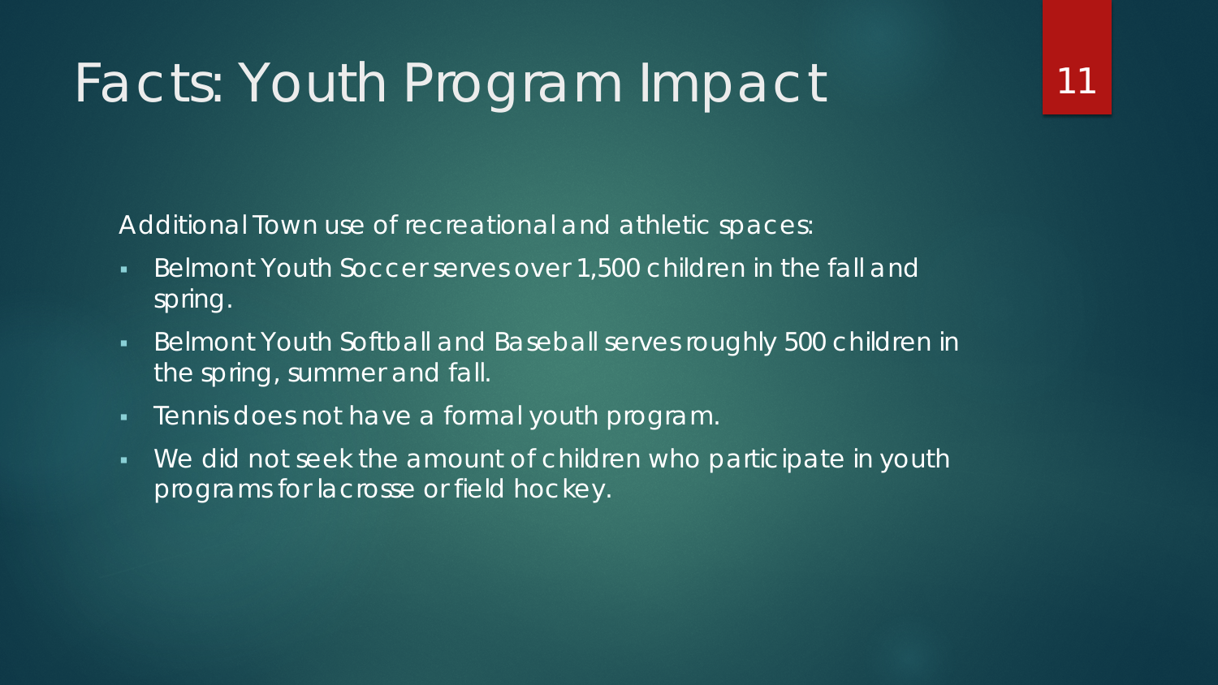# Facts: Youth Program Impact

Additional Town use of recreational and athletic spaces:

- Belmont Youth Soccer serves over 1,500 children in the fall and spring.
- Belmont Youth Softball and Baseball serves roughly 500 children in the spring, summer and fall.
- Tennis does not have a formal youth program.
- We did not seek the amount of children who participate in youth programs for lacrosse or field hockey.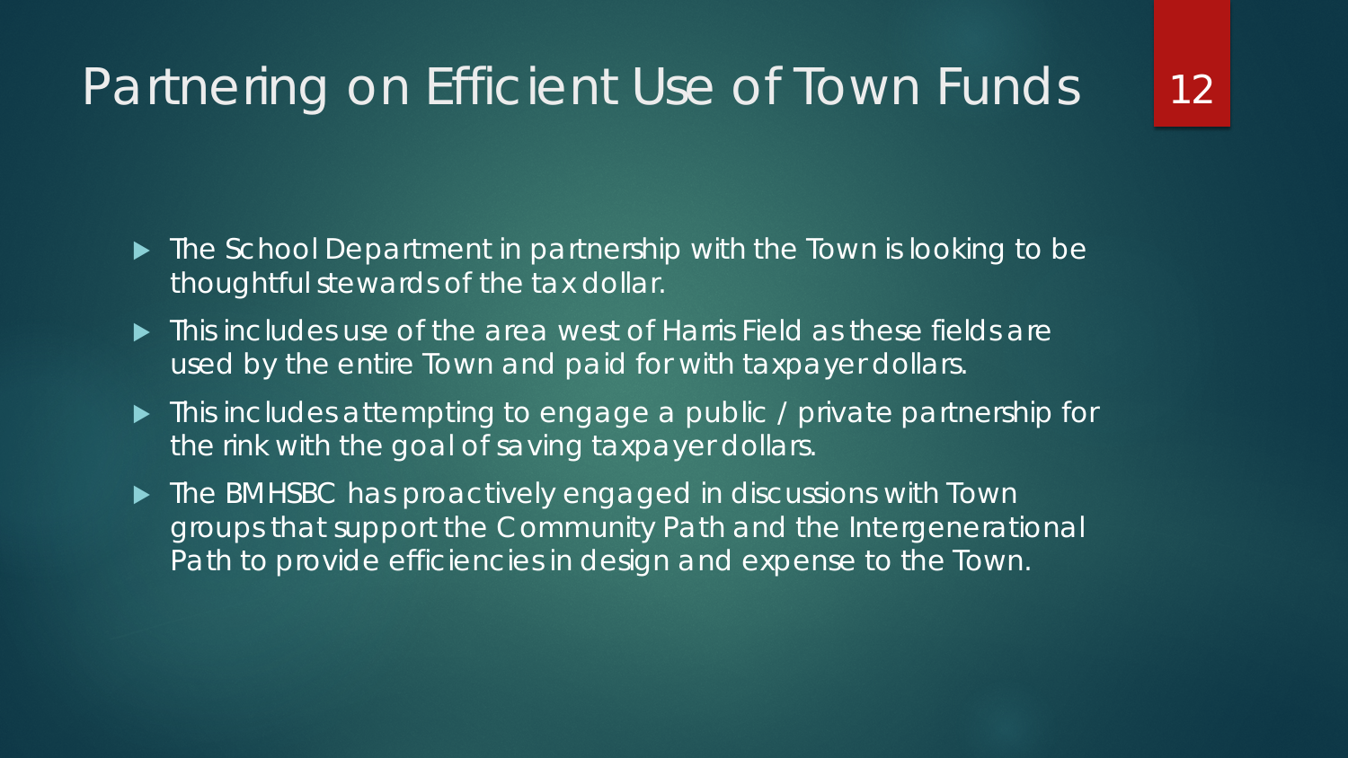# Partnering on Efficient Use of Town Funds

- The School Department in partnership with the Town is looking to be thoughtful stewards of the tax dollar.
- This includes use of the area west of Harris Field as these fields are used by the entire Town and paid for with taxpayer dollars.
- This includes attempting to engage a public / private partnership for the rink with the goal of saving taxpayer dollars.
- The BMHSBC has proactively engaged in discussions with Town groups that support the Community Path and the Intergenerational Path to provide efficiencies in design and expense to the Town.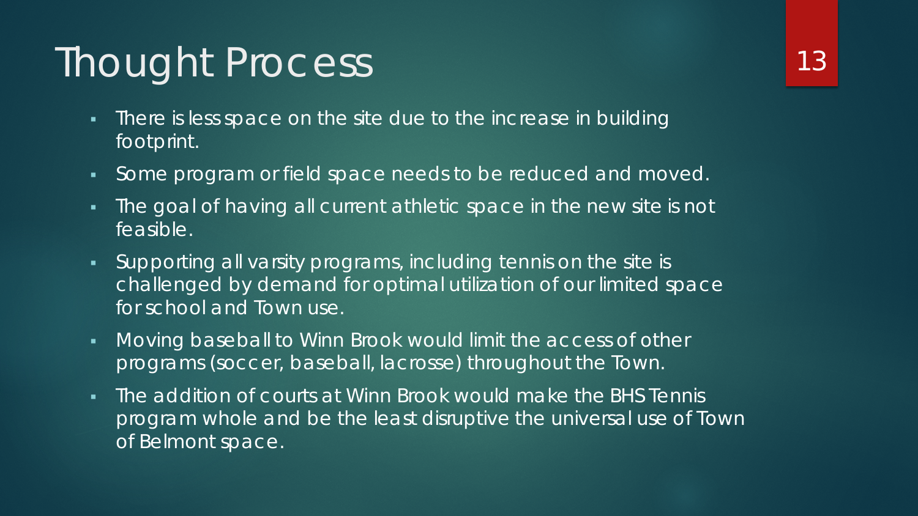# Thought Process

- There is less space on the site due to the increase in building footprint.
- Some program or field space needs to be reduced and moved.
- The goal of having all current athletic space in the new site is not feasible.
- Supporting all varsity programs, including tennis on the site is challenged by demand for optimal utilization of our limited space for school and Town use.
- Moving baseball to Winn Brook would limit the access of other programs (soccer, baseball, lacrosse) throughout the Town.
- The addition of courts at Winn Brook would make the BHS Tennis program whole and be the least disruptive the universal use of Town of Belmont space.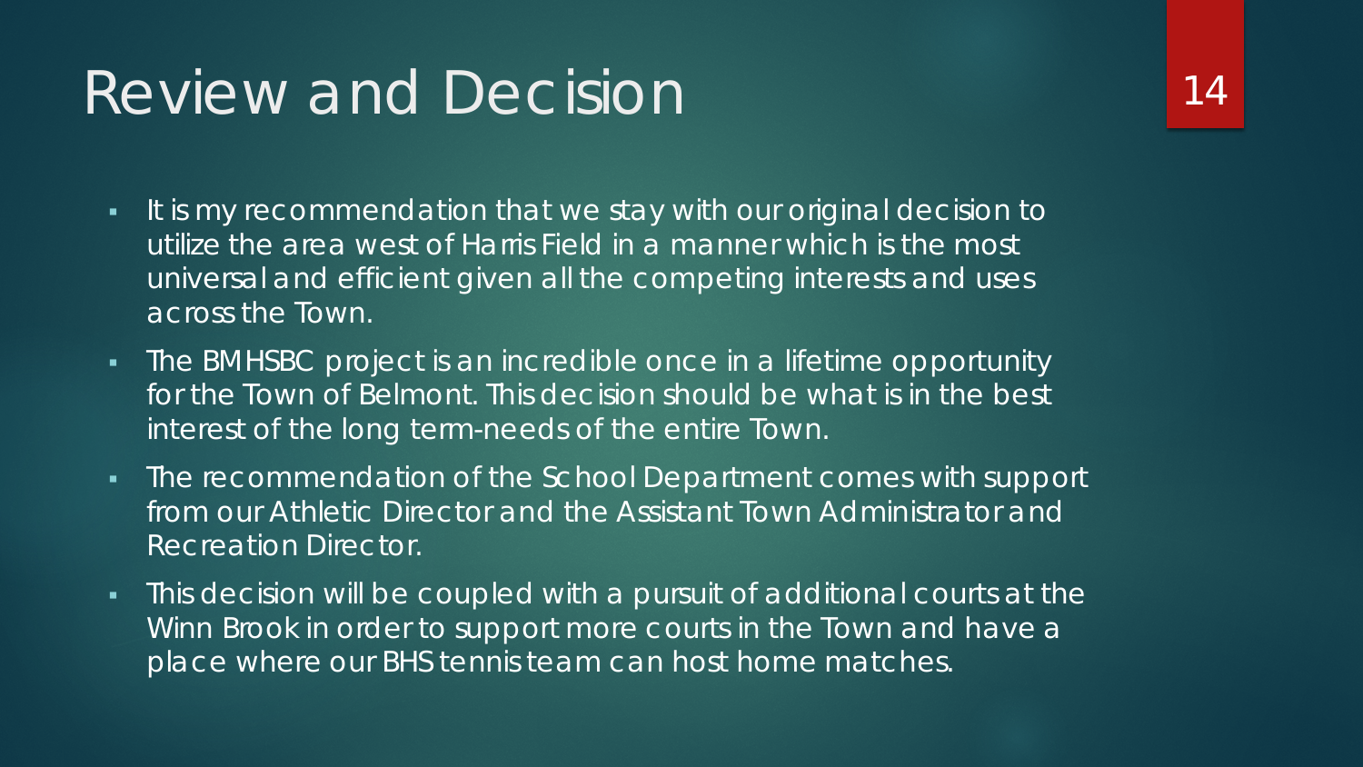# Review and Decision

- It is my recommendation that we stay with our original decision to utilize the area west of Harris Field in a manner which is the most universal and efficient given all the competing interests and uses across the Town.
- The BMHSBC project is an incredible once in a lifetime opportunity for the Town of Belmont. This decision should be what is in the best interest of the long term-needs of the entire Town.
- The recommendation of the School Department comes with support from our Athletic Director and the Assistant Town Administrator and Recreation Director.
- This decision will be coupled with a pursuit of additional courts at the Winn Brook in order to support more courts in the Town and have a place where our BHS tennis team can host home matches.